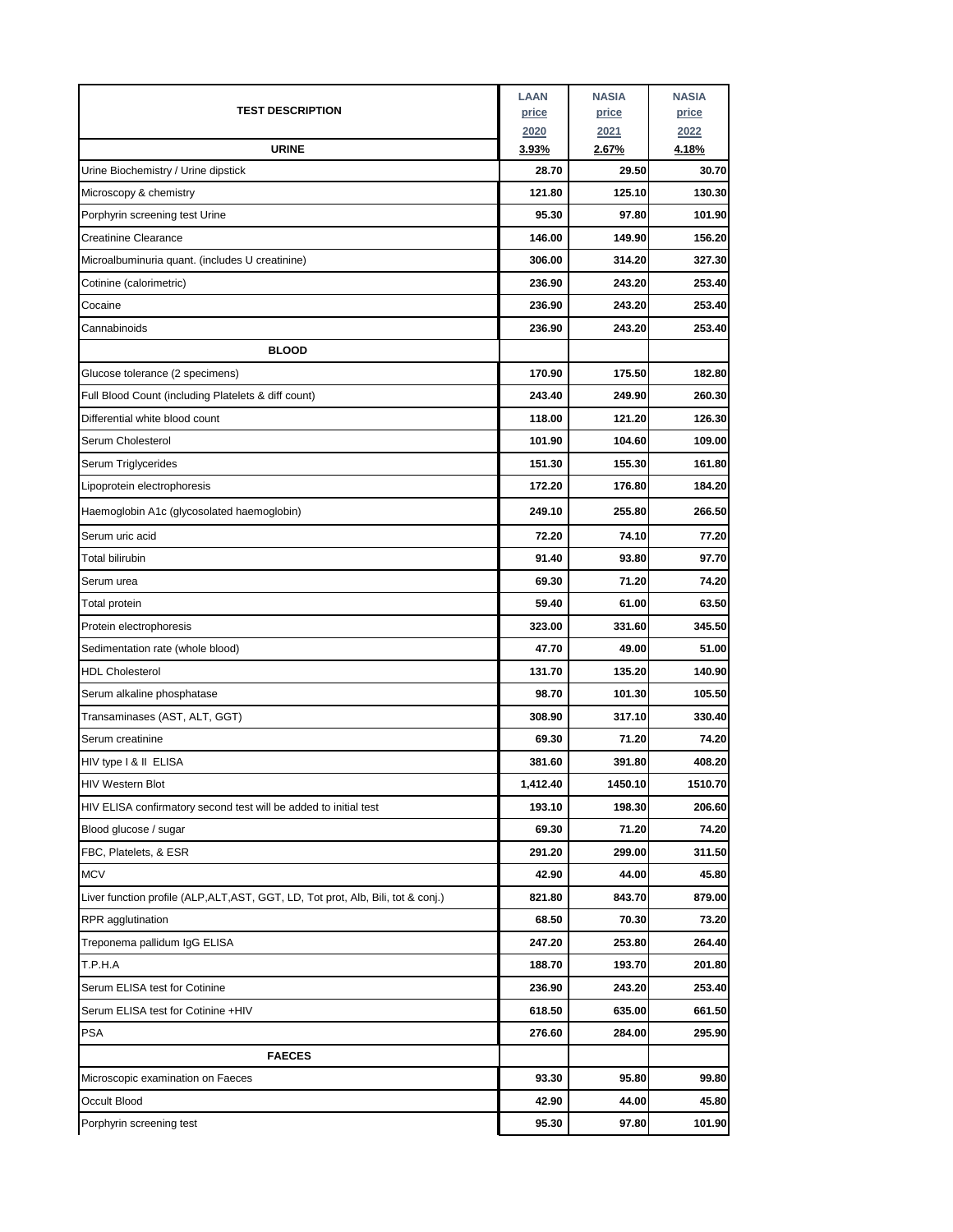| TEST DESCRIPTION | LAAN price 2020 | NASIA price 2021 | NASIA price 2022 |
|---|---|---|---|
| **URINE** | **3.93%** | **2.67%** | **4.18%** |
| Urine Biochemistry / Urine dipstick | 28.70 | 29.50 | 30.70 |
| Microscopy & chemistry | 121.80 | 125.10 | 130.30 |
| Porphyrin screening test Urine | 95.30 | 97.80 | 101.90 |
| Creatinine Clearance | 146.00 | 149.90 | 156.20 |
| Microalbuminuria quant. (includes U creatinine) | 306.00 | 314.20 | 327.30 |
| Cotinine (calorimetric) | 236.90 | 243.20 | 253.40 |
| Cocaine | 236.90 | 243.20 | 253.40 |
| Cannabinoids | 236.90 | 243.20 | 253.40 |
| **BLOOD** | | | |
| Glucose tolerance (2 specimens) | 170.90 | 175.50 | 182.80 |
| Full Blood Count (including Platelets & diff count) | 243.40 | 249.90 | 260.30 |
| Differential white blood count | 118.00 | 121.20 | 126.30 |
| Serum Cholesterol | 101.90 | 104.60 | 109.00 |
| Serum Triglycerides | 151.30 | 155.30 | 161.80 |
| Lipoprotein electrophoresis | 172.20 | 176.80 | 184.20 |
| Haemoglobin A1c (glycosolated haemoglobin) | 249.10 | 255.80 | 266.50 |
| Serum uric acid | 72.20 | 74.10 | 77.20 |
| Total bilirubin | 91.40 | 93.80 | 97.70 |
| Serum urea | 69.30 | 71.20 | 74.20 |
| Total protein | 59.40 | 61.00 | 63.50 |
| Protein electrophoresis | 323.00 | 331.60 | 345.50 |
| Sedimentation rate (whole blood) | 47.70 | 49.00 | 51.00 |
| HDL Cholesterol | 131.70 | 135.20 | 140.90 |
| Serum alkaline phosphatase | 98.70 | 101.30 | 105.50 |
| Transaminases (AST, ALT, GGT) | 308.90 | 317.10 | 330.40 |
| Serum creatinine | 69.30 | 71.20 | 74.20 |
| HIV type I & II ELISA | 381.60 | 391.80 | 408.20 |
| HIV Western Blot | 1,412.40 | 1450.10 | 1510.70 |
| HIV ELISA confirmatory second test will be added to initial test | 193.10 | 198.30 | 206.60 |
| Blood glucose / sugar | 69.30 | 71.20 | 74.20 |
| FBC, Platelets, & ESR | 291.20 | 299.00 | 311.50 |
| MCV | 42.90 | 44.00 | 45.80 |
| Liver function profile (ALP,ALT,AST, GGT, LD, Tot prot, Alb, Bili, tot & conj.) | 821.80 | 843.70 | 879.00 |
| RPR agglutination | 68.50 | 70.30 | 73.20 |
| Treponema pallidum IgG ELISA | 247.20 | 253.80 | 264.40 |
| T.P.H.A | 188.70 | 193.70 | 201.80 |
| Serum ELISA test for Cotinine | 236.90 | 243.20 | 253.40 |
| Serum ELISA test for Cotinine +HIV | 618.50 | 635.00 | 661.50 |
| PSA | 276.60 | 284.00 | 295.90 |
| **FAECES** | | | |
| Microscopic examination on Faeces | 93.30 | 95.80 | 99.80 |
| Occult Blood | 42.90 | 44.00 | 45.80 |
| Porphyrin screening test | 95.30 | 97.80 | 101.90 |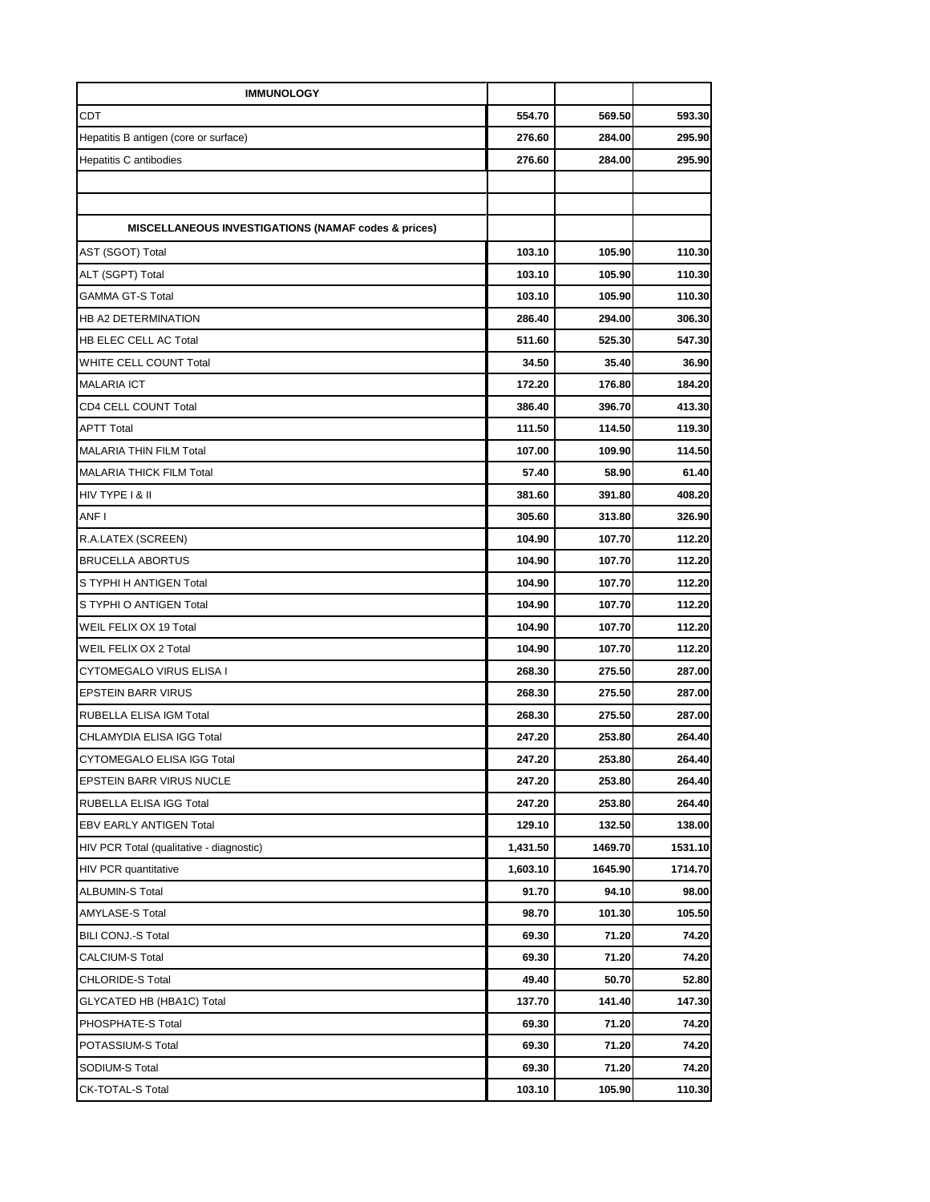| IMMUNOLOGY | | | |
|---|---|---|---|
| CDT | 554.70 | 569.50 | 593.30 |
| Hepatitis B antigen (core or surface) | 276.60 | 284.00 | 295.90 |
| Hepatitis C antibodies | 276.60 | 284.00 | 295.90 |
| | | | |
| | | | |
| **MISCELLANEOUS INVESTIGATIONS (NAMAF codes & prices)** | | | |
| AST (SGOT) Total | 103.10 | 105.90 | 110.30 |
| ALT (SGPT) Total | 103.10 | 105.90 | 110.30 |
| GAMMA GT-S Total | 103.10 | 105.90 | 110.30 |
| HB A2 DETERMINATION | 286.40 | 294.00 | 306.30 |
| HB ELEC CELL AC Total | 511.60 | 525.30 | 547.30 |
| WHITE CELL COUNT Total | 34.50 | 35.40 | 36.90 |
| MALARIA ICT | 172.20 | 176.80 | 184.20 |
| CD4 CELL COUNT Total | 386.40 | 396.70 | 413.30 |
| APTT Total | 111.50 | 114.50 | 119.30 |
| MALARIA THIN FILM Total | 107.00 | 109.90 | 114.50 |
| MALARIA THICK FILM Total | 57.40 | 58.90 | 61.40 |
| HIV TYPE I & II | 381.60 | 391.80 | 408.20 |
| ANF I | 305.60 | 313.80 | 326.90 |
| R.A.LATEX (SCREEN) | 104.90 | 107.70 | 112.20 |
| BRUCELLA ABORTUS | 104.90 | 107.70 | 112.20 |
| S TYPHI H ANTIGEN Total | 104.90 | 107.70 | 112.20 |
| S TYPHI O ANTIGEN Total | 104.90 | 107.70 | 112.20 |
| WEIL FELIX OX 19 Total | 104.90 | 107.70 | 112.20 |
| WEIL FELIX OX 2 Total | 104.90 | 107.70 | 112.20 |
| CYTOMEGALO VIRUS ELISA I | 268.30 | 275.50 | 287.00 |
| EPSTEIN BARR VIRUS | 268.30 | 275.50 | 287.00 |
| RUBELLA ELISA IGM Total | 268.30 | 275.50 | 287.00 |
| CHLAMYDIA ELISA IGG Total | 247.20 | 253.80 | 264.40 |
| CYTOMEGALO ELISA IGG Total | 247.20 | 253.80 | 264.40 |
| EPSTEIN BARR VIRUS NUCLE | 247.20 | 253.80 | 264.40 |
| RUBELLA ELISA IGG Total | 247.20 | 253.80 | 264.40 |
| EBV EARLY ANTIGEN Total | 129.10 | 132.50 | 138.00 |
| HIV PCR Total (qualitative - diagnostic) | 1,431.50 | 1469.70 | 1531.10 |
| HIV PCR quantitative | 1,603.10 | 1645.90 | 1714.70 |
| ALBUMIN-S Total | 91.70 | 94.10 | 98.00 |
| AMYLASE-S Total | 98.70 | 101.30 | 105.50 |
| BILI CONJ.-S Total | 69.30 | 71.20 | 74.20 |
| CALCIUM-S Total | 69.30 | 71.20 | 74.20 |
| CHLORIDE-S Total | 49.40 | 50.70 | 52.80 |
| GLYCATED HB (HBA1C) Total | 137.70 | 141.40 | 147.30 |
| PHOSPHATE-S Total | 69.30 | 71.20 | 74.20 |
| POTASSIUM-S Total | 69.30 | 71.20 | 74.20 |
| SODIUM-S Total | 69.30 | 71.20 | 74.20 |
| CK-TOTAL-S Total | 103.10 | 105.90 | 110.30 |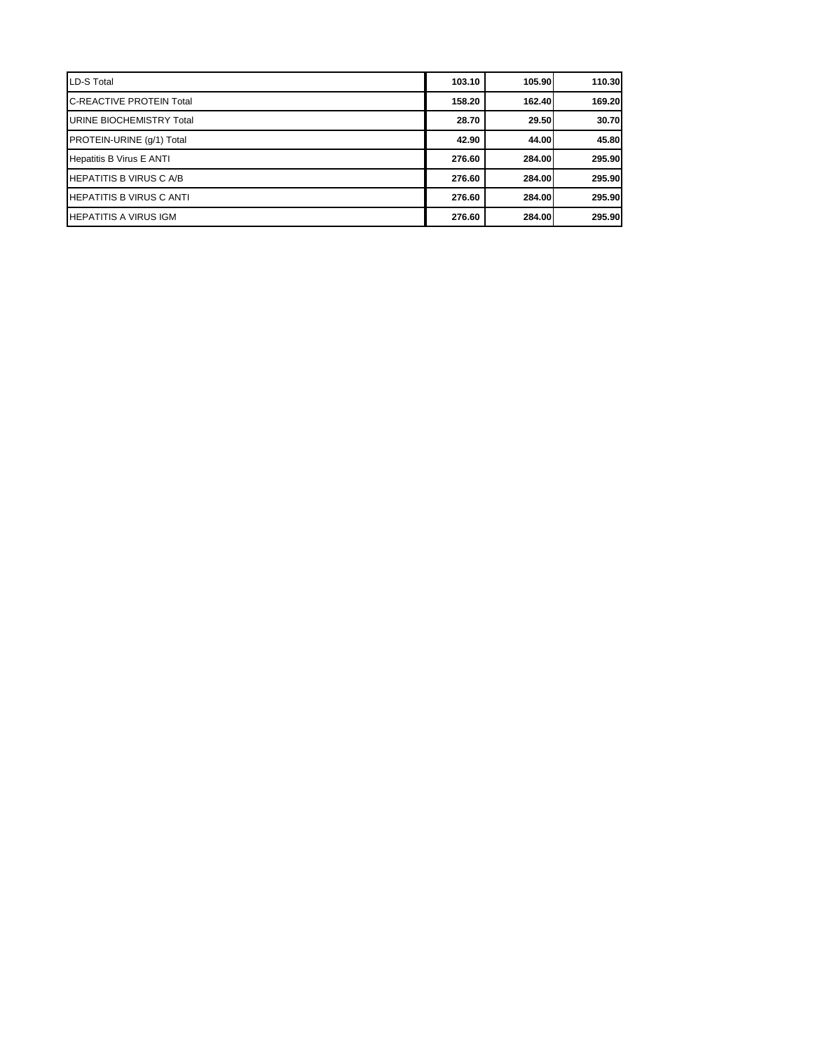| | | | |
|---|---|---|---|
| LD-S Total | **103.10** | **105.90** | **110.30** |
| C-REACTIVE PROTEIN Total | **158.20** | **162.40** | **169.20** |
| URINE BIOCHEMISTRY Total | **28.70** | **29.50** | **30.70** |
| PROTEIN-URINE (g/1) Total | **42.90** | **44.00** | **45.80** |
| Hepatitis B Virus E ANTI | **276.60** | **284.00** | **295.90** |
| HEPATITIS B VIRUS C A/B | **276.60** | **284.00** | **295.90** |
| HEPATITIS B VIRUS C ANTI | **276.60** | **284.00** | **295.90** |
| HEPATITIS A VIRUS IGM | **276.60** | **284.00** | **295.90** |